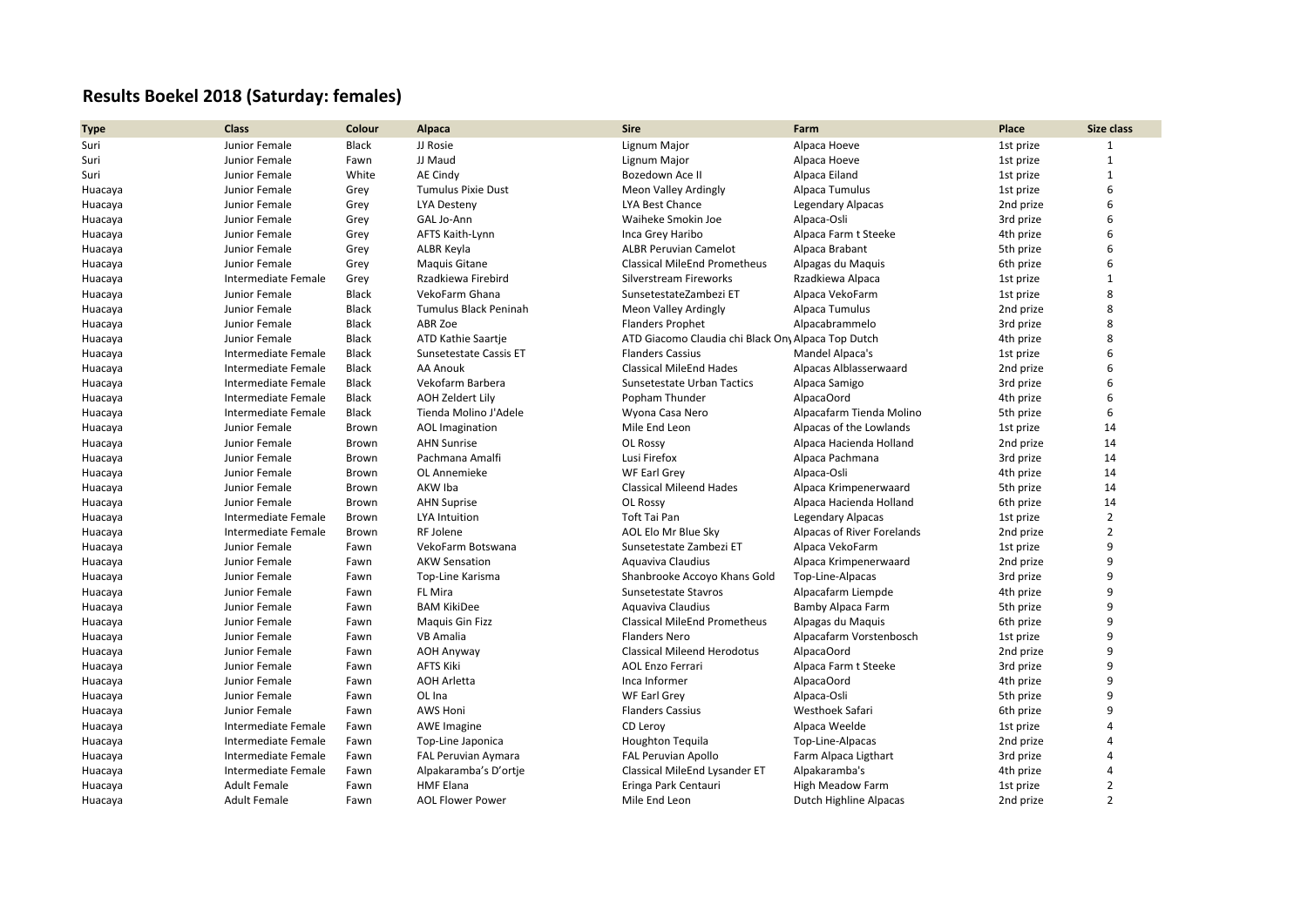# Results Boekel 2018 (Saturday: females)

| Type | Class | Colour | Alpaca | Sire | Farm | Place | Size class |
|---|---|---|---|---|---|---|---|
| Suri | Junior Female | Black | JJ Rosie | Lignum Major | Alpaca Hoeve | 1st prize | 1 |
| Suri | Junior Female | Fawn | JJ Maud | Lignum Major | Alpaca Hoeve | 1st prize | 1 |
| Suri | Junior Female | White | AE Cindy | Bozedown Ace II | Alpaca Eiland | 1st prize | 1 |
| Huacaya | Junior Female | Grey | Tumulus Pixie Dust | Meon Valley Ardingly | Alpaca Tumulus | 1st prize | 6 |
| Huacaya | Junior Female | Grey | LYA Desteny | LYA Best Chance | Legendary Alpacas | 2nd prize | 6 |
| Huacaya | Junior Female | Grey | GAL Jo-Ann | Waiheke Smokin Joe | Alpaca-Osli | 3rd prize | 6 |
| Huacaya | Junior Female | Grey | AFTS Kaith-Lynn | Inca Grey Haribo | Alpaca Farm t Steeke | 4th prize | 6 |
| Huacaya | Junior Female | Grey | ALBR Keyla | ALBR Peruvian Camelot | Alpaca Brabant | 5th prize | 6 |
| Huacaya | Junior Female | Grey | Maquis Gitane | Classical MileEnd Prometheus | Alpagas du Maquis | 6th prize | 6 |
| Huacaya | Intermediate Female | Grey | Rzadkiewa Firebird | Silverstream Fireworks | Rzadkiewa Alpaca | 1st prize | 1 |
| Huacaya | Junior Female | Black | VekoFarm Ghana | SunsetestateZambezi ET | Alpaca VekoFarm | 1st prize | 8 |
| Huacaya | Junior Female | Black | Tumulus Black Peninah | Meon Valley Ardingly | Alpaca Tumulus | 2nd prize | 8 |
| Huacaya | Junior Female | Black | ABR Zoe | Flanders Prophet | Alpacabrammelo | 3rd prize | 8 |
| Huacaya | Junior Female | Black | ATD Kathie Saartje | ATD Giacomo Claudia chi Black Ony | Alpaca Top Dutch | 4th prize | 8 |
| Huacaya | Intermediate Female | Black | Sunsetestate Cassis ET | Flanders Cassius | Mandel Alpaca's | 1st prize | 6 |
| Huacaya | Intermediate Female | Black | AA Anouk | Classical MileEnd Hades | Alpacas Alblasserwaard | 2nd prize | 6 |
| Huacaya | Intermediate Female | Black | Vekofarm Barbera | Sunsetestate Urban Tactics | Alpaca Samigo | 3rd prize | 6 |
| Huacaya | Intermediate Female | Black | AOH Zeldert Lily | Popham Thunder | AlpacaOord | 4th prize | 6 |
| Huacaya | Intermediate Female | Black | Tienda Molino J'Adele | Wyona Casa Nero | Alpacafarm Tienda Molino | 5th prize | 6 |
| Huacaya | Junior Female | Brown | AOL Imagination | Mile End Leon | Alpacas of the Lowlands | 1st prize | 14 |
| Huacaya | Junior Female | Brown | AHN Sunrise | OL Rossy | Alpaca Hacienda Holland | 2nd prize | 14 |
| Huacaya | Junior Female | Brown | Pachmana Amalfi | Lusi Firefox | Alpaca Pachmana | 3rd prize | 14 |
| Huacaya | Junior Female | Brown | OL Annemieke | WF Earl Grey | Alpaca-Osli | 4th prize | 14 |
| Huacaya | Junior Female | Brown | AKW Iba | Classical Mileend Hades | Alpaca Krimpenerwaard | 5th prize | 14 |
| Huacaya | Junior Female | Brown | AHN Suprise | OL Rossy | Alpaca Hacienda Holland | 6th prize | 14 |
| Huacaya | Intermediate Female | Brown | LYA Intuition | Toft Tai Pan | Legendary Alpacas | 1st prize | 2 |
| Huacaya | Intermediate Female | Brown | RF Jolene | AOL Elo Mr Blue Sky | Alpacas of River Forelands | 2nd prize | 2 |
| Huacaya | Junior Female | Fawn | VekoFarm Botswana | Sunsetestate Zambezi ET | Alpaca VekoFarm | 1st prize | 9 |
| Huacaya | Junior Female | Fawn | AKW Sensation | Aquaviva Claudius | Alpaca Krimpenerwaard | 2nd prize | 9 |
| Huacaya | Junior Female | Fawn | Top-Line Karisma | Shanbrooke Accoyo Khans Gold | Top-Line-Alpacas | 3rd prize | 9 |
| Huacaya | Junior Female | Fawn | FL Mira | Sunsetestate Stavros | Alpacafarm Liempde | 4th prize | 9 |
| Huacaya | Junior Female | Fawn | BAM KikiDee | Aquaviva Claudius | Bamby Alpaca Farm | 5th prize | 9 |
| Huacaya | Junior Female | Fawn | Maquis Gin Fizz | Classical MileEnd Prometheus | Alpagas du Maquis | 6th prize | 9 |
| Huacaya | Junior Female | Fawn | VB Amalia | Flanders Nero | Alpacafarm Vorstenbosch | 1st prize | 9 |
| Huacaya | Junior Female | Fawn | AOH Anyway | Classical Mileend Herodotus | AlpacaOord | 2nd prize | 9 |
| Huacaya | Junior Female | Fawn | AFTS Kiki | AOL Enzo Ferrari | Alpaca Farm t Steeke | 3rd prize | 9 |
| Huacaya | Junior Female | Fawn | AOH Arletta | Inca Informer | AlpacaOord | 4th prize | 9 |
| Huacaya | Junior Female | Fawn | OL Ina | WF Earl Grey | Alpaca-Osli | 5th prize | 9 |
| Huacaya | Junior Female | Fawn | AWS Honi | Flanders Cassius | Westhoek Safari | 6th prize | 9 |
| Huacaya | Intermediate Female | Fawn | AWE Imagine | CD Leroy | Alpaca Weelde | 1st prize | 4 |
| Huacaya | Intermediate Female | Fawn | Top-Line Japonica | Houghton Tequila | Top-Line-Alpacas | 2nd prize | 4 |
| Huacaya | Intermediate Female | Fawn | FAL Peruvian Aymara | FAL Peruvian Apollo | Farm Alpaca Ligthart | 3rd prize | 4 |
| Huacaya | Intermediate Female | Fawn | Alpakaramba's D'ortje | Classical MileEnd Lysander ET | Alpakaramba's | 4th prize | 4 |
| Huacaya | Adult Female | Fawn | HMF Elana | Eringa Park Centauri | High Meadow Farm | 1st prize | 2 |
| Huacaya | Adult Female | Fawn | AOL Flower Power | Mile End Leon | Dutch Highline Alpacas | 2nd prize | 2 |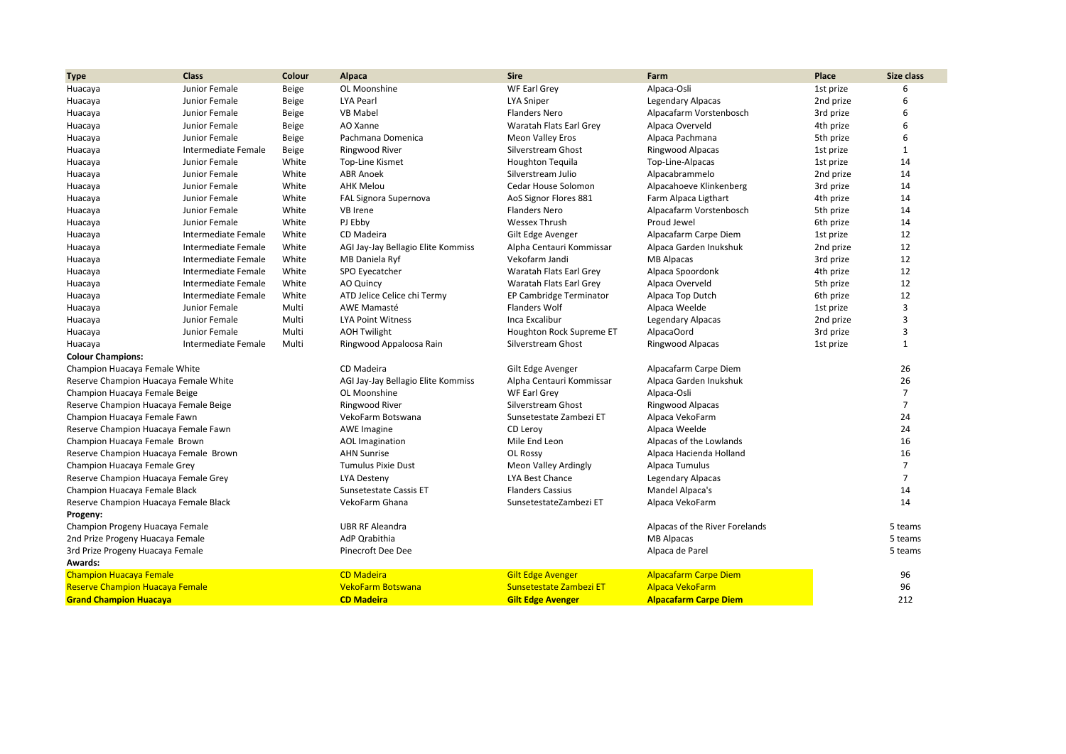| Type | Class | Colour | Alpaca | Sire | Farm | Place | Size class |
|---|---|---|---|---|---|---|---|
| Huacaya | Junior Female | Beige | OL Moonshine | WF Earl Grey | Alpaca-Osli | 1st prize | 6 |
| Huacaya | Junior Female | Beige | LYA Pearl | LYA Sniper | Legendary Alpacas | 2nd prize | 6 |
| Huacaya | Junior Female | Beige | VB Mabel | Flanders Nero | Alpacafarm Vorstenbosch | 3rd prize | 6 |
| Huacaya | Junior Female | Beige | AO Xanne | Waratah Flats Earl Grey | Alpaca Overveld | 4th prize | 6 |
| Huacaya | Junior Female | Beige | Pachmana Domenica | Meon Valley Eros | Alpaca Pachmana | 5th prize | 6 |
| Huacaya | Intermediate Female | Beige | Ringwood River | Silverstream Ghost | Ringwood Alpacas | 1st prize | 1 |
| Huacaya | Junior Female | White | Top-Line Kismet | Houghton Tequila | Top-Line-Alpacas | 1st prize | 14 |
| Huacaya | Junior Female | White | ABR Anoek | Silverstream Julio | Alpacabrammelo | 2nd prize | 14 |
| Huacaya | Junior Female | White | AHK Melou | Cedar House Solomon | Alpacahoeve Klinkenberg | 3rd prize | 14 |
| Huacaya | Junior Female | White | FAL Signora Supernova | AoS Signor Flores 881 | Farm Alpaca Ligthart | 4th prize | 14 |
| Huacaya | Junior Female | White | VB Irene | Flanders Nero | Alpacafarm Vorstenbosch | 5th prize | 14 |
| Huacaya | Junior Female | White | PJ Ebby | Wessex Thrush | Proud Jewel | 6th prize | 14 |
| Huacaya | Intermediate Female | White | CD Madeira | Gilt Edge Avenger | Alpacafarm Carpe Diem | 1st prize | 12 |
| Huacaya | Intermediate Female | White | AGI Jay-Jay Bellagio Elite Kommiss | Alpha Centauri Kommissar | Alpaca Garden Inukshuk | 2nd prize | 12 |
| Huacaya | Intermediate Female | White | MB Daniela Ryf | Vekofarm Jandi | MB Alpacas | 3rd prize | 12 |
| Huacaya | Intermediate Female | White | SPO Eyecatcher | Waratah Flats Earl Grey | Alpaca Spoordonk | 4th prize | 12 |
| Huacaya | Intermediate Female | White | AO Quincy | Waratah Flats Earl Grey | Alpaca Overveld | 5th prize | 12 |
| Huacaya | Intermediate Female | White | ATD Jelice Celice chi Termy | EP Cambridge Terminator | Alpaca Top Dutch | 6th prize | 12 |
| Huacaya | Junior Female | Multi | AWE Mamasté | Flanders Wolf | Alpaca Weelde | 1st prize | 3 |
| Huacaya | Junior Female | Multi | LYA Point Witness | Inca Excalibur | Legendary Alpacas | 2nd prize | 3 |
| Huacaya | Junior Female | Multi | AOH Twilight | Houghton Rock Supreme ET | AlpacaOord | 3rd prize | 3 |
| Huacaya | Intermediate Female | Multi | Ringwood Appaloosa Rain | Silverstream Ghost | Ringwood Alpacas | 1st prize | 1 |
| **Colour Champions:** | | | | | | | |
| Champion Huacaya Female White | | | CD Madeira | Gilt Edge Avenger | Alpacafarm Carpe Diem | | 26 |
| Reserve Champion Huacaya Female White | | | AGI Jay-Jay Bellagio Elite Kommiss | Alpha Centauri Kommissar | Alpaca Garden Inukshuk | | 26 |
| Champion Huacaya Female Beige | | | OL Moonshine | WF Earl Grey | Alpaca-Osli | | 7 |
| Reserve Champion Huacaya Female Beige | | | Ringwood River | Silverstream Ghost | Ringwood Alpacas | | 7 |
| Champion Huacaya Female Fawn | | | VekoFarm Botswana | Sunsetestate Zambezi ET | Alpaca VekoFarm | | 24 |
| Reserve Champion Huacaya Female Fawn | | | AWE Imagine | CD Leroy | Alpaca Weelde | | 24 |
| Champion Huacaya Female Brown | | | AOL Imagination | Mile End Leon | Alpacas of the Lowlands | | 16 |
| Reserve Champion Huacaya Female Brown | | | AHN Sunrise | OL Rossy | Alpaca Hacienda Holland | | 16 |
| Champion Huacaya Female Grey | | | Tumulus Pixie Dust | Meon Valley Ardingly | Alpaca Tumulus | | 7 |
| Reserve Champion Huacaya Female Grey | | | LYA Desteny | LYA Best Chance | Legendary Alpacas | | 7 |
| Champion Huacaya Female Black | | | Sunsetestate Cassis ET | Flanders Cassius | Mandel Alpaca's | | 14 |
| Reserve Champion Huacaya Female Black | | | VekoFarm Ghana | SunsetestateZambezi ET | Alpaca VekoFarm | | 14 |
| **Progeny:** | | | | | | | |
| Champion Progeny Huacaya Female | | | UBR RF Aleandra | | Alpacas of the River Forelands | | 5 teams |
| 2nd Prize Progeny Huacaya Female | | | AdP Qrabithia | | MB Alpacas | | 5 teams |
| 3rd Prize Progeny Huacaya Female | | | Pinecroft Dee Dee | | Alpaca de Parel | | 5 teams |
| **Awards:** | | | | | | | |
| Champion Huacaya Female | | | CD Madeira | Gilt Edge Avenger | Alpacafarm Carpe Diem | | 96 |
| Reserve Champion Huacaya Female | | | VekoFarm Botswana | Sunsetestate Zambezi ET | Alpaca VekoFarm | | 96 |
| **Grand Champion Huacaya** | | | **CD Madeira** | **Gilt Edge Avenger** | **Alpacafarm Carpe Diem** | | 212 |